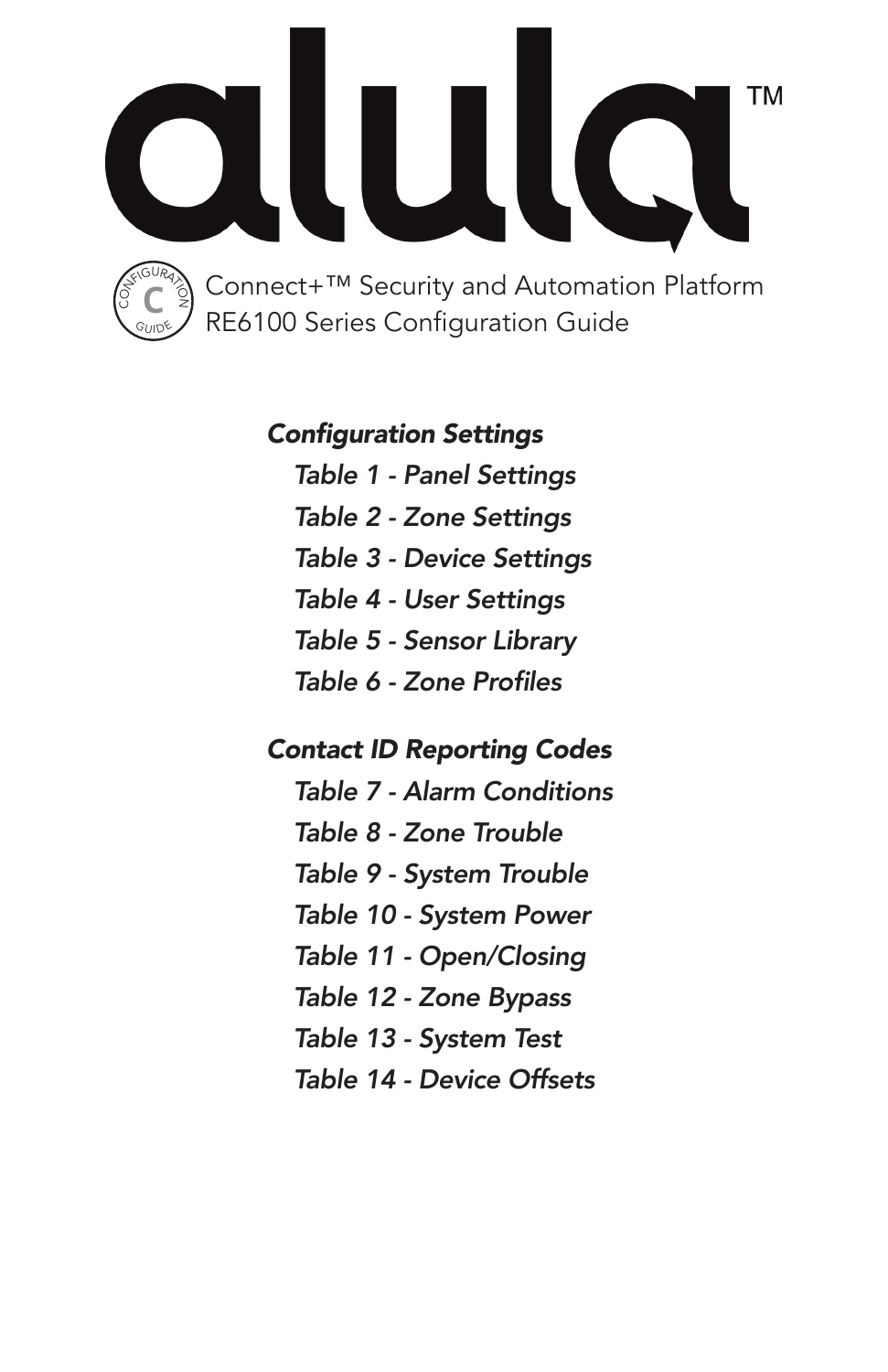# alula™

CONFIGURATION GUIDE

Connect+™ Security and Automation Platform
RE6100 Series Configuration Guide

***Configuration Settings***

- *Table 1 - Panel Settings*
- *Table 2 - Zone Settings*
- *Table 3 - Device Settings*
- *Table 4 - User Settings*
- *Table 5 - Sensor Library*
- *Table 6 - Zone Profiles*

***Contact ID Reporting Codes***

- *Table 7 - Alarm Conditions*
- *Table 8 - Zone Trouble*
- *Table 9 - System Trouble*
- *Table 10 - System Power*
- *Table 11 - Open/Closing*
- *Table 12 - Zone Bypass*
- *Table 13 - System Test*
- *Table 14 - Device Offsets*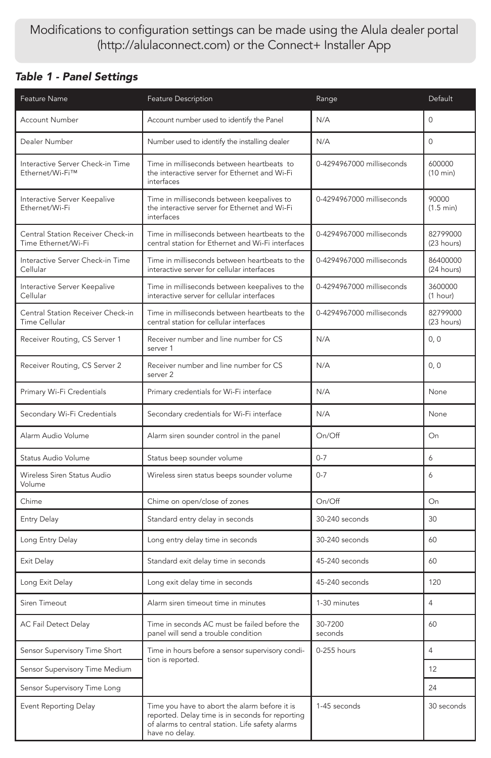Modifications to configuration settings can be made using the Alula dealer portal (http://alulaconnect.com) or the Connect+ Installer App

### *Table 1 - Panel Settings*

| Feature Name | Feature Description | Range | Default |
|---|---|---|---|
| Account Number | Account number used to identify the Panel | N/A | 0 |
| Dealer Number | Number used to identify the installing dealer | N/A | 0 |
| Interactive Server Check-in Time Ethernet/Wi-Fi™ | Time in milliseconds between heartbeats to the interactive server for Ethernet and Wi-Fi interfaces | 0-4294967000 milliseconds | 600000 (10 min) |
| Interactive Server Keepalive Ethernet/Wi-Fi | Time in milliseconds between keepalives to the interactive server for Ethernet and Wi-Fi interfaces | 0-4294967000 milliseconds | 90000 (1.5 min) |
| Central Station Receiver Check-in Time Ethernet/Wi-Fi | Time in milliseconds between heartbeats to the central station for Ethernet and Wi-Fi interfaces | 0-4294967000 milliseconds | 82799000 (23 hours) |
| Interactive Server Check-in Time Cellular | Time in milliseconds between heartbeats to the interactive server for cellular interfaces | 0-4294967000 milliseconds | 86400000 (24 hours) |
| Interactive Server Keepalive Cellular | Time in milliseconds between keepalives to the interactive server for cellular interfaces | 0-4294967000 milliseconds | 3600000 (1 hour) |
| Central Station Receiver Check-in Time Cellular | Time in milliseconds between heartbeats to the central station for cellular interfaces | 0-4294967000 milliseconds | 82799000 (23 hours) |
| Receiver Routing, CS Server 1 | Receiver number and line number for CS server 1 | N/A | 0, 0 |
| Receiver Routing, CS Server 2 | Receiver number and line number for CS server 2 | N/A | 0, 0 |
| Primary Wi-Fi Credentials | Primary credentials for Wi-Fi interface | N/A | None |
| Secondary Wi-Fi Credentials | Secondary credentials for Wi-Fi interface | N/A | None |
| Alarm Audio Volume | Alarm siren sounder control in the panel | On/Off | On |
| Status Audio Volume | Status beep sounder volume | 0-7 | 6 |
| Wireless Siren Status Audio Volume | Wireless siren status beeps sounder volume | 0-7 | 6 |
| Chime | Chime on open/close of zones | On/Off | On |
| Entry Delay | Standard entry delay in seconds | 30-240 seconds | 30 |
| Long Entry Delay | Long entry delay time in seconds | 30-240 seconds | 60 |
| Exit Delay | Standard exit delay time in seconds | 45-240 seconds | 60 |
| Long Exit Delay | Long exit delay time in seconds | 45-240 seconds | 120 |
| Siren Timeout | Alarm siren timeout time in minutes | 1-30 minutes | 4 |
| AC Fail Detect Delay | Time in seconds AC must be failed before the panel will send a trouble condition | 30-7200 seconds | 60 |
| Sensor Supervisory Time Short | Time in hours before a sensor supervisory condition is reported. | 0-255 hours | 4 |
| Sensor Supervisory Time Medium | | | 12 |
| Sensor Supervisory Time Long | | | 24 |
| Event Reporting Delay | Time you have to abort the alarm before it is reported. Delay time is in seconds for reporting of alarms to central station. Life safety alarms have no delay. | 1-45 seconds | 30 seconds |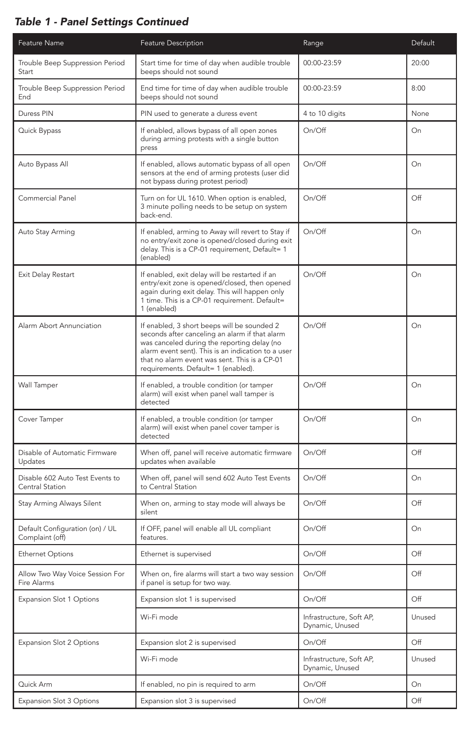## *Table 1 - Panel Settings Continued*

| Feature Name | Feature Description | Range | Default |
|---|---|---|---|
| Trouble Beep Suppression Period Start | Start time for time of day when audible trouble beeps should not sound | 00:00-23:59 | 20:00 |
| Trouble Beep Suppression Period End | End time for time of day when audible trouble beeps should not sound | 00:00-23:59 | 8:00 |
| Duress PIN | PIN used to generate a duress event | 4 to 10 digits | None |
| Quick Bypass | If enabled, allows bypass of all open zones during arming protests with a single button press | On/Off | On |
| Auto Bypass All | If enabled, allows automatic bypass of all open sensors at the end of arming protests (user did not bypass during protest period) | On/Off | On |
| Commercial Panel | Turn on for UL 1610. When option is enabled, 3 minute polling needs to be setup on system back-end. | On/Off | Off |
| Auto Stay Arming | If enabled, arming to Away will revert to Stay if no entry/exit zone is opened/closed during exit delay. This is a CP-01 requirement, Default= 1 (enabled) | On/Off | On |
| Exit Delay Restart | If enabled, exit delay will be restarted if an entry/exit zone is opened/closed, then opened again during exit delay. This will happen only 1 time. This is a CP-01 requirement. Default= 1 (enabled) | On/Off | On |
| Alarm Abort Annunciation | If enabled, 3 short beeps will be sounded 2 seconds after canceling an alarm if that alarm was canceled during the reporting delay (no alarm event sent). This is an indication to a user that no alarm event was sent. This is a CP-01 requirements. Default= 1 (enabled). | On/Off | On |
| Wall Tamper | If enabled, a trouble condition (or tamper alarm) will exist when panel wall tamper is detected | On/Off | On |
| Cover Tamper | If enabled, a trouble condition (or tamper alarm) will exist when panel cover tamper is detected | On/Off | On |
| Disable of Automatic Firmware Updates | When off, panel will receive automatic firmware updates when available | On/Off | Off |
| Disable 602 Auto Test Events to Central Station | When off, panel will send 602 Auto Test Events to Central Station | On/Off | On |
| Stay Arming Always Silent | When on, arming to stay mode will always be silent | On/Off | Off |
| Default Configuration (on) / UL Complaint (off) | If OFF, panel will enable all UL compliant features. | On/Off | On |
| Ethernet Options | Ethernet is supervised | On/Off | Off |
| Allow Two Way Voice Session For Fire Alarms | When on, fire alarms will start a two way session if panel is setup for two way. | On/Off | Off |
| Expansion Slot 1 Options | Expansion slot 1 is supervised | On/Off | Off |
| | Wi-Fi mode | Infrastructure, Soft AP, Dynamic, Unused | Unused |
| Expansion Slot 2 Options | Expansion slot 2 is supervised | On/Off | Off |
| | Wi-Fi mode | Infrastructure, Soft AP, Dynamic, Unused | Unused |
| Quick Arm | If enabled, no pin is required to arm | On/Off | On |
| Expansion Slot 3 Options | Expansion slot 3 is supervised | On/Off | Off |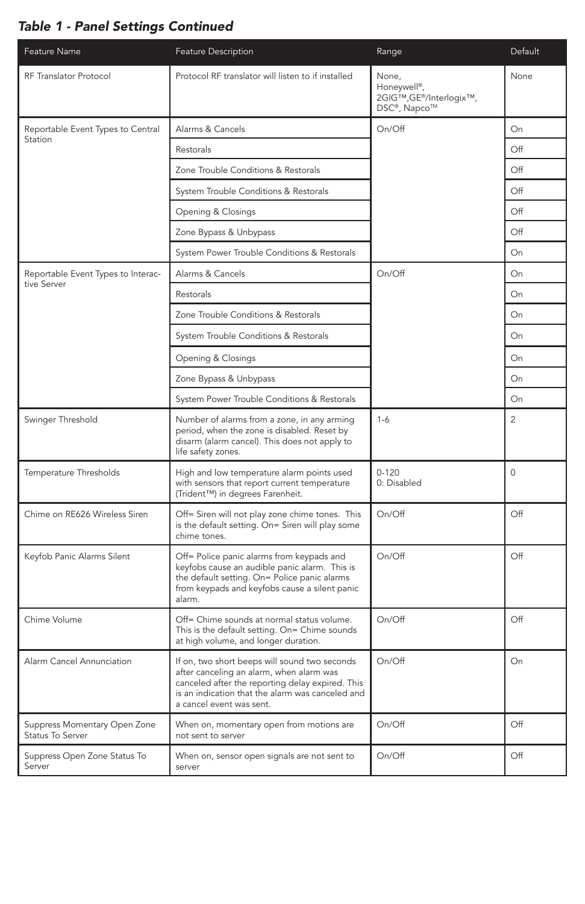## *Table 1 - Panel Settings Continued*

| Feature Name | Feature Description | Range | Default |
|---|---|---|---|
| RF Translator Protocol | Protocol RF translator will listen to if installed | None, Honeywell®, 2GIG™,GE®/Interlogix™, DSC®, Napco™ | None |
| Reportable Event Types to Central Station | Alarms & Cancels | On/Off | On |
| | Restorals | | Off |
| | Zone Trouble Conditions & Restorals | | Off |
| | System Trouble Conditions & Restorals | | Off |
| | Opening & Closings | | Off |
| | Zone Bypass & Unbypass | | Off |
| | System Power Trouble Conditions & Restorals | | On |
| Reportable Event Types to Interactive Server | Alarms & Cancels | On/Off | On |
| | Restorals | | On |
| | Zone Trouble Conditions & Restorals | | On |
| | System Trouble Conditions & Restorals | | On |
| | Opening & Closings | | On |
| | Zone Bypass & Unbypass | | On |
| | System Power Trouble Conditions & Restorals | | On |
| Swinger Threshold | Number of alarms from a zone, in any arming period, when the zone is disabled. Reset by disarm (alarm cancel). This does not apply to life safety zones. | 1-6 | 2 |
| Temperature Thresholds | High and low temperature alarm points used with sensors that report current temperature (Trident™) in degrees Farenheit. | 0-120<br>0: Disabled | 0 |
| Chime on RE626 Wireless Siren | Off= Siren will not play zone chime tones. This is the default setting. On= Siren will play some chime tones. | On/Off | Off |
| Keyfob Panic Alarms Silent | Off= Police panic alarms from keypads and keyfobs cause an audible panic alarm. This is the default setting. On= Police panic alarms from keypads and keyfobs cause a silent panic alarm. | On/Off | Off |
| Chime Volume | Off= Chime sounds at normal status volume. This is the default setting. On= Chime sounds at high volume, and longer duration. | On/Off | Off |
| Alarm Cancel Annunciation | If on, two short beeps will sound two seconds after canceling an alarm, when alarm was canceled after the reporting delay expired. This is an indication that the alarm was canceled and a cancel event was sent. | On/Off | On |
| Suppress Momentary Open Zone Status To Server | When on, momentary open from motions are not sent to server | On/Off | Off |
| Suppress Open Zone Status To Server | When on, sensor open signals are not sent to server | On/Off | Off |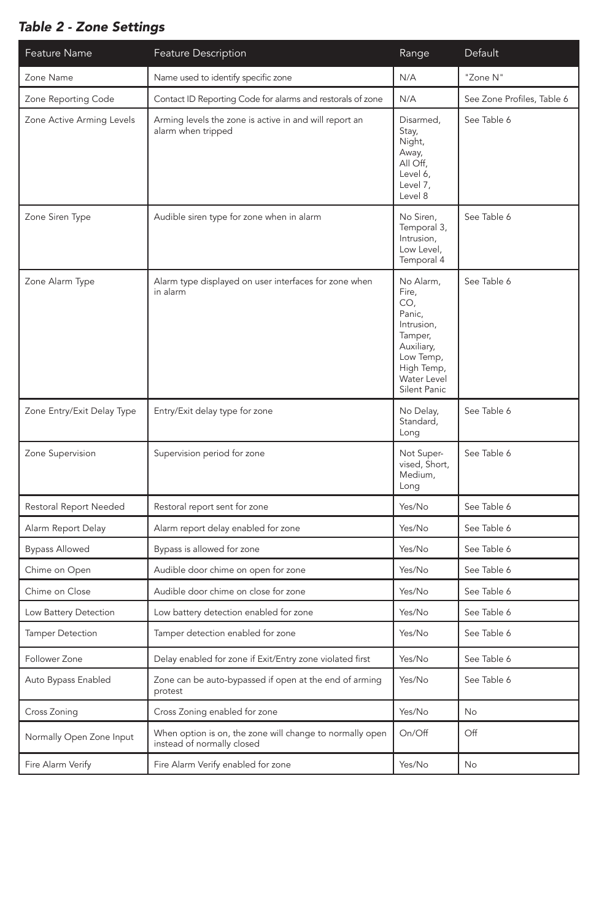### *Table 2 - Zone Settings*

| Feature Name | Feature Description | Range | Default |
|---|---|---|---|
| Zone Name | Name used to identify specific zone | N/A | "Zone N" |
| Zone Reporting Code | Contact ID Reporting Code for alarms and restorals of zone | N/A | See Zone Profiles, Table 6 |
| Zone Active Arming Levels | Arming levels the zone is active in and will report an alarm when tripped | Disarmed, Stay, Night, Away, All Off, Level 6, Level 7, Level 8 | See Table 6 |
| Zone Siren Type | Audible siren type for zone when in alarm | No Siren, Temporal 3, Intrusion, Low Level, Temporal 4 | See Table 6 |
| Zone Alarm Type | Alarm type displayed on user interfaces for zone when in alarm | No Alarm, Fire, CO, Panic, Intrusion, Tamper, Auxiliary, Low Temp, High Temp, Water Level Silent Panic | See Table 6 |
| Zone Entry/Exit Delay Type | Entry/Exit delay type for zone | No Delay, Standard, Long | See Table 6 |
| Zone Supervision | Supervision period for zone | Not Supervised, Short, Medium, Long | See Table 6 |
| Restoral Report Needed | Restoral report sent for zone | Yes/No | See Table 6 |
| Alarm Report Delay | Alarm report delay enabled for zone | Yes/No | See Table 6 |
| Bypass Allowed | Bypass is allowed for zone | Yes/No | See Table 6 |
| Chime on Open | Audible door chime on open for zone | Yes/No | See Table 6 |
| Chime on Close | Audible door chime on close for zone | Yes/No | See Table 6 |
| Low Battery Detection | Low battery detection enabled for zone | Yes/No | See Table 6 |
| Tamper Detection | Tamper detection enabled for zone | Yes/No | See Table 6 |
| Follower Zone | Delay enabled for zone if Exit/Entry zone violated first | Yes/No | See Table 6 |
| Auto Bypass Enabled | Zone can be auto-bypassed if open at the end of arming protest | Yes/No | See Table 6 |
| Cross Zoning | Cross Zoning enabled for zone | Yes/No | No |
| Normally Open Zone Input | When option is on, the zone will change to normally open instead of normally closed | On/Off | Off |
| Fire Alarm Verify | Fire Alarm Verify enabled for zone | Yes/No | No |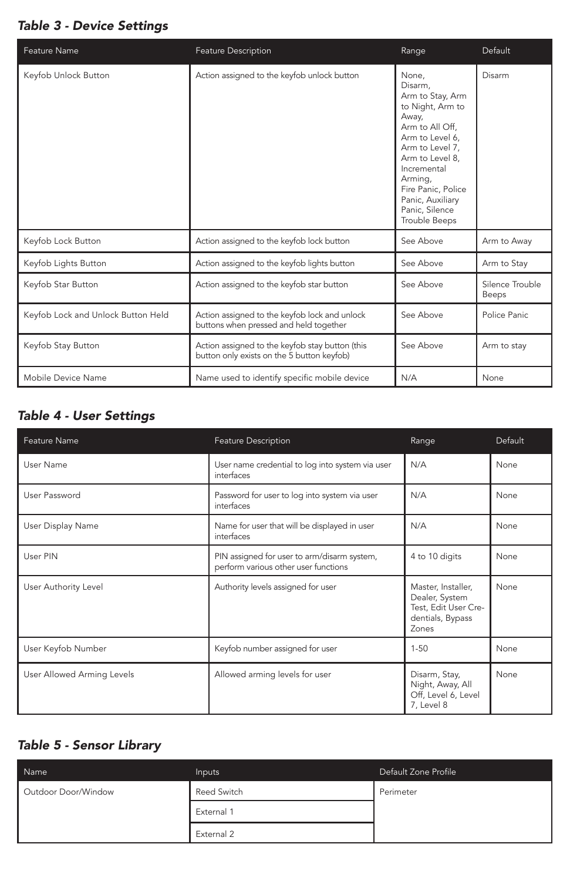## *Table 3 - Device Settings*

| Feature Name | Feature Description | Range | Default |
|---|---|---|---|
| Keyfob Unlock Button | Action assigned to the keyfob unlock button | None, Disarm, Arm to Stay, Arm to Night, Arm to Away, Arm to All Off, Arm to Level 6, Arm to Level 7, Arm to Level 8, Incremental Arming, Fire Panic, Police Panic, Auxiliary Panic, Silence Trouble Beeps | Disarm |
| Keyfob Lock Button | Action assigned to the keyfob lock button | See Above | Arm to Away |
| Keyfob Lights Button | Action assigned to the keyfob lights button | See Above | Arm to Stay |
| Keyfob Star Button | Action assigned to the keyfob star button | See Above | Silence Trouble Beeps |
| Keyfob Lock and Unlock Button Held | Action assigned to the keyfob lock and unlock buttons when pressed and held together | See Above | Police Panic |
| Keyfob Stay Button | Action assigned to the keyfob stay button (this button only exists on the 5 button keyfob) | See Above | Arm to stay |
| Mobile Device Name | Name used to identify specific mobile device | N/A | None |

## *Table 4 - User Settings*

| Feature Name | Feature Description | Range | Default |
|---|---|---|---|
| User Name | User name credential to log into system via user interfaces | N/A | None |
| User Password | Password for user to log into system via user interfaces | N/A | None |
| User Display Name | Name for user that will be displayed in user interfaces | N/A | None |
| User PIN | PIN assigned for user to arm/disarm system, perform various other user functions | 4 to 10 digits | None |
| User Authority Level | Authority levels assigned for user | Master, Installer, Dealer, System Test, Edit User Credentials, Bypass Zones | None |
| User Keyfob Number | Keyfob number assigned for user | 1-50 | None |
| User Allowed Arming Levels | Allowed arming levels for user | Disarm, Stay, Night, Away, All Off, Level 6, Level 7, Level 8 | None |

## *Table 5 - Sensor Library*

| Name | Inputs | Default Zone Profile |
|---|---|---|
| Outdoor Door/Window | Reed Switch | Perimeter |
| | External 1 | |
| | External 2 | |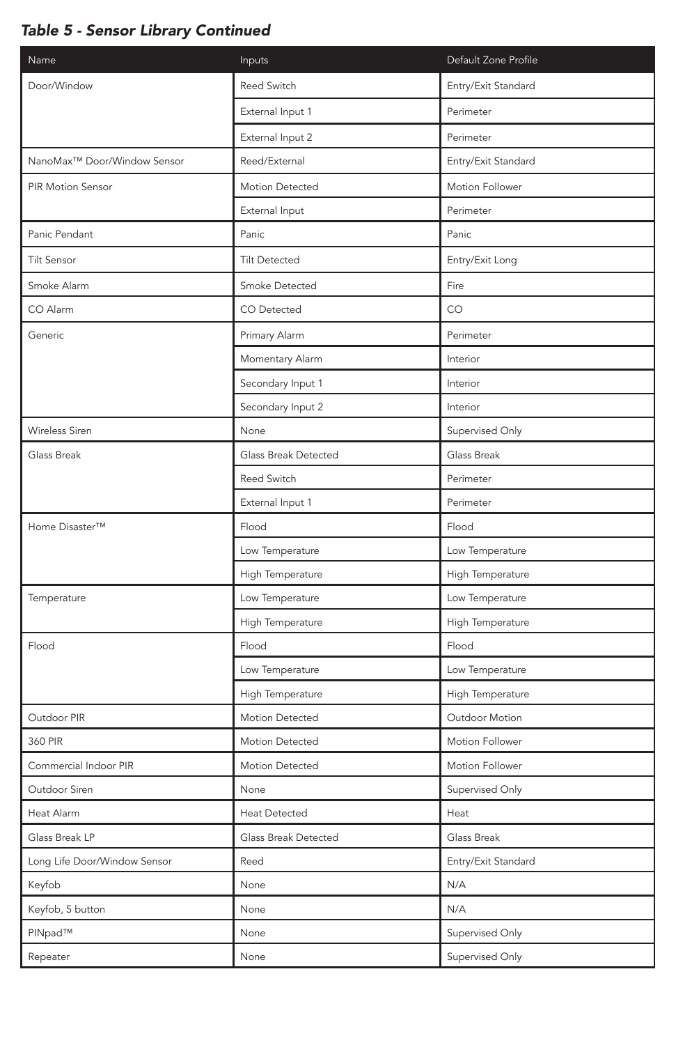### *Table 5 - Sensor Library Continued*

| Name | Inputs | Default Zone Profile |
|---|---|---|
| Door/Window | Reed Switch | Entry/Exit Standard |
| | External Input 1 | Perimeter |
| | External Input 2 | Perimeter |
| NanoMax™ Door/Window Sensor | Reed/External | Entry/Exit Standard |
| PIR Motion Sensor | Motion Detected | Motion Follower |
| | External Input | Perimeter |
| Panic Pendant | Panic | Panic |
| Tilt Sensor | Tilt Detected | Entry/Exit Long |
| Smoke Alarm | Smoke Detected | Fire |
| CO Alarm | CO Detected | CO |
| Generic | Primary Alarm | Perimeter |
| | Momentary Alarm | Interior |
| | Secondary Input 1 | Interior |
| | Secondary Input 2 | Interior |
| Wireless Siren | None | Supervised Only |
| Glass Break | Glass Break Detected | Glass Break |
| | Reed Switch | Perimeter |
| | External Input 1 | Perimeter |
| Home Disaster™ | Flood | Flood |
| | Low Temperature | Low Temperature |
| | High Temperature | High Temperature |
| Temperature | Low Temperature | Low Temperature |
| | High Temperature | High Temperature |
| Flood | Flood | Flood |
| | Low Temperature | Low Temperature |
| | High Temperature | High Temperature |
| Outdoor PIR | Motion Detected | Outdoor Motion |
| 360 PIR | Motion Detected | Motion Follower |
| Commercial Indoor PIR | Motion Detected | Motion Follower |
| Outdoor Siren | None | Supervised Only |
| Heat Alarm | Heat Detected | Heat |
| Glass Break LP | Glass Break Detected | Glass Break |
| Long Life Door/Window Sensor | Reed | Entry/Exit Standard |
| Keyfob | None | N/A |
| Keyfob, 5 button | None | N/A |
| PINpad™ | None | Supervised Only |
| Repeater | None | Supervised Only |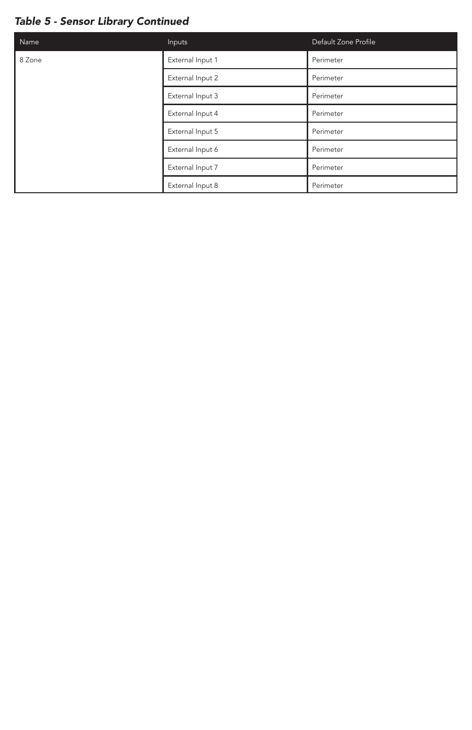*Table 5 - Sensor Library Continued*

| Name | Inputs | Default Zone Profile |
| --- | --- | --- |
| 8 Zone | External Input 1 | Perimeter |
| | External Input 2 | Perimeter |
| | External Input 3 | Perimeter |
| | External Input 4 | Perimeter |
| | External Input 5 | Perimeter |
| | External Input 6 | Perimeter |
| | External Input 7 | Perimeter |
| | External Input 8 | Perimeter |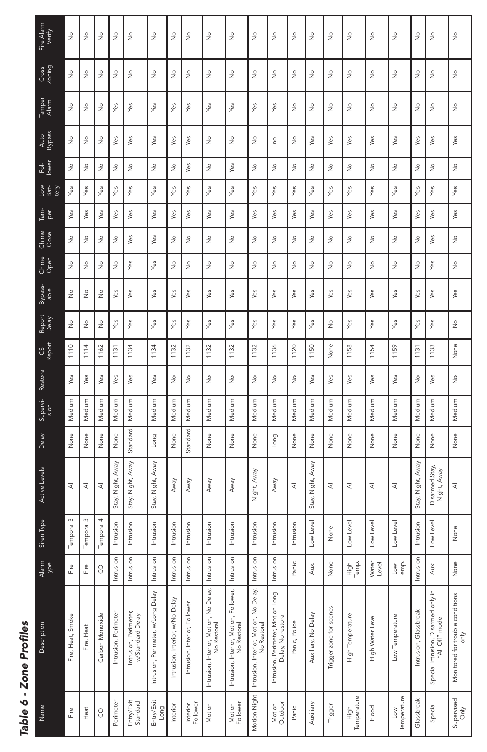# Table 6 - Zone Profiles

| Name | Description | Alarm Type | Siren Type | Active Levels | Delay | Supervision | Restoral | CS Report | Report Delay | Bypassable | Chime Open | Chime Close | Tamper | Low Battery | Follower | Auto Bypass | Tamper Alarm | Cross Zoning | Fire Alarm Verify |
|---|---|---|---|---|---|---|---|---|---|---|---|---|---|---|---|---|---|---|---|
| Fire | Fire, Heat, Smoke | Fire | Temporal 3 | All | None | Medium | Yes | 1110 | No | No | No | No | Yes | Yes | No | No | No | No | No |
| Heat | Fire, Heat | Fire | Temporal 3 | All | None | Medium | Yes | 1114 | No | No | No | No | Yes | Yes | No | No | No | No | No |
| CO | Carbon Monoxide | CO | Temporal 4 | All | None | Medium | Yes | 1162 | No | No | No | No | Yes | Yes | No | No | No | No | No |
| Perimeter | Intrusion, Perimeter | Intrusion | Intrusion | Stay, Night, Away | None | Medium | Yes | 1131 | Yes | Yes | No | No | Yes | Yes | No | Yes | Yes | No | No |
| Entry/Exit Standard | Intrusion, Perimeter, w/Standard Delay | Intrusion | Intrusion | Stay, Night, Away | Standard | Medium | Yes | 1134 | Yes | Yes | Yes | Yes | Yes | Yes | No | Yes | Yes | No | No |
| Entry/Exit Long | Intrusion, Perimeter, w/Long Delay | Intrusion | Intrusion | Stay, Night, Away | Long | Medium | Yes | 1134 | Yes | Yes | Yes | Yes | Yes | Yes | No | Yes | Yes | No | No |
| Interior | Intrusion, Interior, w/No Delay | Intrusion | Intrusion | Away | None | Medium | No | 1132 | Yes | Yes | No | No | Yes | Yes | No | Yes | Yes | No | No |
| Interior Follower | Intrusion, Interior, Follower | Intrusion | Intrusion | Away | Standard | Medium | No | 1132 | Yes | Yes | No | No | Yes | Yes | Yes | Yes | Yes | No | No |
| Motion | Intrusion, Interior, Motion, No Delay, No Restoral | Intrusion | Intrusion | Away | None | Medium | No | 1132 | Yes | Yes | No | No | Yes | Yes | No | No | Yes | No | No |
| Motion Follower | Intrusion, Interior, Motion, Follower, No Restoral | Intrusion | Intrusion | Away | None | Medium | No | 1132 | Yes | Yes | No | No | Yes | Yes | Yes | No | Yes | No | No |
| Motion Night | Intrusion, Interior, Motion, No Delay, No Restoral | Intrusion | Intrusion | Night, Away | None | Medium | No | 1132 | Yes | Yes | No | No | Yes | Yes | No | No | Yes | No | No |
| Motion Outdoor | Intrusion, Perimeter, Motion Long Delay, No restoral | Intrusion | Intrusion | Away | Long | Medium | No | 1136 | Yes | Yes | No | No | Yes | Yes | No | no | Yes | No | No |
| Panic | Panic, Police | Panic | Intrusion | All | None | Medium | No | 1120 | Yes | Yes | No | No | Yes | Yes | No | No | No | No | No |
| Auxiliary | Auxiliary, No Delay | Aux | Low Level | Stay, Night, Away | None | Medium | Yes | 1150 | Yes | Yes | No | No | Yes | Yes | No | Yes | No | No | No |
| Trigger | Trigger zone for scenes | None | None | All | None | Medium | Yes | None | No | Yes | No | No | Yes | Yes | No | Yes | No | No | No |
| High Temperature | High Temperature | High Temp. | Low Level | All | None | Medium | Yes | 1158 | Yes | Yes | No | No | Yes | Yes | No | Yes | No | No | No |
| Flood | High Water Level | Water Level | Low Level | All | None | Medium | Yes | 1154 | Yes | Yes | No | No | Yes | Yes | No | Yes | No | No | No |
| Low Temperature | Low Temperature | Low Temp. | Low Level | All | None | Medium | Yes | 1159 | Yes | Yes | No | No | Yes | Yes | No | Yes | No | No | No |
| Glassbreak | Intrusion, Glassbreak | Intrusion | Intrusion | Stay, Night, Away | None | Medium | No | 1131 | Yes | Yes | No | No | Yes | Yes | No | Yes | No | No | No |
| Special | Special Intrusion, Disarmed only in "All Off" mode | Aux | Low Level | Disarmed,Stay, Night, Away | None | Medium | Yes | 1133 | Yes | Yes | Yes | Yes | Yes | Yes | No | Yes | No | No | No |
| Supervised Only | Monitored for trouble conditions only | None | None | All | None | Medium | No | None | No | Yes | No | No | Yes | Yes | No | Yes | No | No | No |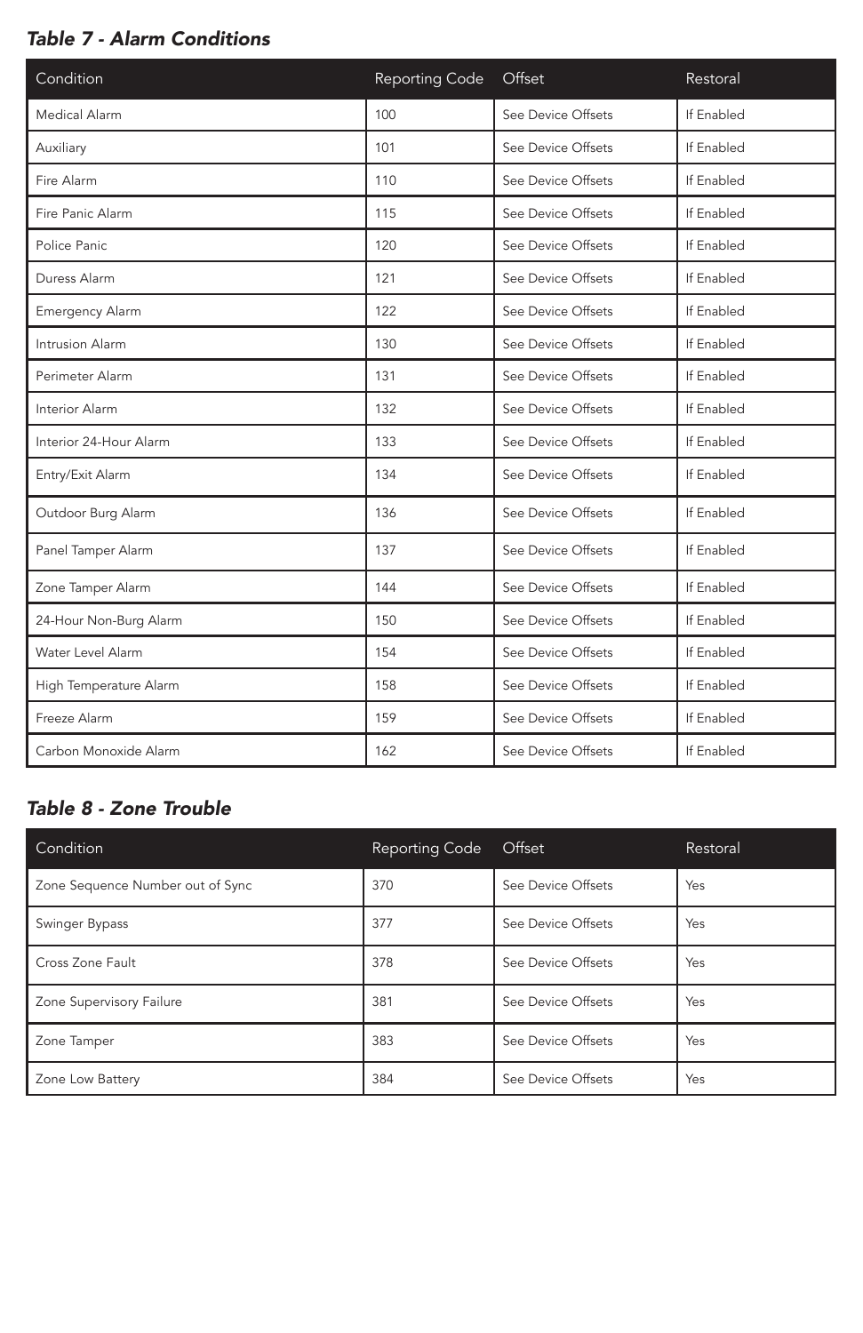### *Table 7 - Alarm Conditions*

| Condition | Reporting Code | Offset | Restoral |
|---|---|---|---|
| Medical Alarm | 100 | See Device Offsets | If Enabled |
| Auxiliary | 101 | See Device Offsets | If Enabled |
| Fire Alarm | 110 | See Device Offsets | If Enabled |
| Fire Panic Alarm | 115 | See Device Offsets | If Enabled |
| Police Panic | 120 | See Device Offsets | If Enabled |
| Duress Alarm | 121 | See Device Offsets | If Enabled |
| Emergency Alarm | 122 | See Device Offsets | If Enabled |
| Intrusion Alarm | 130 | See Device Offsets | If Enabled |
| Perimeter Alarm | 131 | See Device Offsets | If Enabled |
| Interior Alarm | 132 | See Device Offsets | If Enabled |
| Interior 24-Hour Alarm | 133 | See Device Offsets | If Enabled |
| Entry/Exit Alarm | 134 | See Device Offsets | If Enabled |
| Outdoor Burg Alarm | 136 | See Device Offsets | If Enabled |
| Panel Tamper Alarm | 137 | See Device Offsets | If Enabled |
| Zone Tamper Alarm | 144 | See Device Offsets | If Enabled |
| 24-Hour Non-Burg Alarm | 150 | See Device Offsets | If Enabled |
| Water Level Alarm | 154 | See Device Offsets | If Enabled |
| High Temperature Alarm | 158 | See Device Offsets | If Enabled |
| Freeze Alarm | 159 | See Device Offsets | If Enabled |
| Carbon Monoxide Alarm | 162 | See Device Offsets | If Enabled |

### *Table 8 - Zone Trouble*

| Condition | Reporting Code | Offset | Restoral |
|---|---|---|---|
| Zone Sequence Number out of Sync | 370 | See Device Offsets | Yes |
| Swinger Bypass | 377 | See Device Offsets | Yes |
| Cross Zone Fault | 378 | See Device Offsets | Yes |
| Zone Supervisory Failure | 381 | See Device Offsets | Yes |
| Zone Tamper | 383 | See Device Offsets | Yes |
| Zone Low Battery | 384 | See Device Offsets | Yes |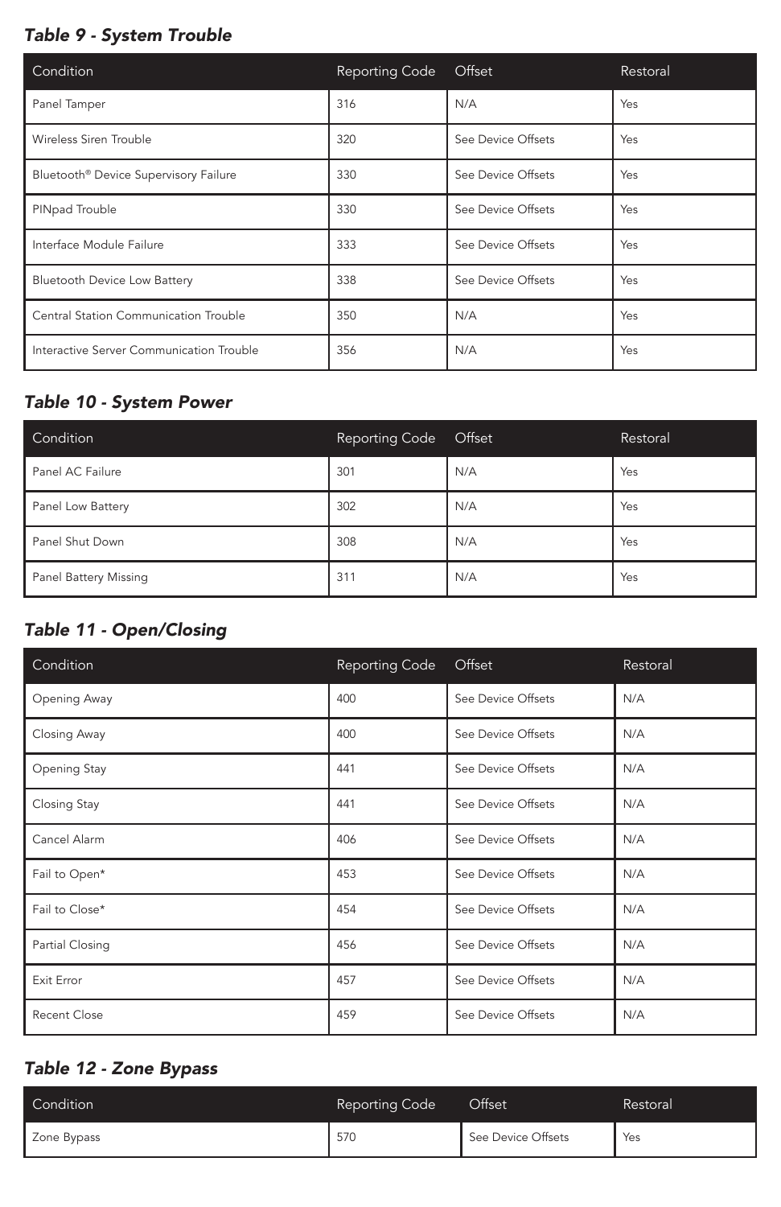### *Table 9 - System Trouble*

| Condition | Reporting Code | Offset | Restoral |
| --- | --- | --- | --- |
| Panel Tamper | 316 | N/A | Yes |
| Wireless Siren Trouble | 320 | See Device Offsets | Yes |
| Bluetooth® Device Supervisory Failure | 330 | See Device Offsets | Yes |
| PINpad Trouble | 330 | See Device Offsets | Yes |
| Interface Module Failure | 333 | See Device Offsets | Yes |
| Bluetooth Device Low Battery | 338 | See Device Offsets | Yes |
| Central Station Communication Trouble | 350 | N/A | Yes |
| Interactive Server Communication Trouble | 356 | N/A | Yes |

### *Table 10 - System Power*

| Condition | Reporting Code | Offset | Restoral |
| --- | --- | --- | --- |
| Panel AC Failure | 301 | N/A | Yes |
| Panel Low Battery | 302 | N/A | Yes |
| Panel Shut Down | 308 | N/A | Yes |
| Panel Battery Missing | 311 | N/A | Yes |

### *Table 11 - Open/Closing*

| Condition | Reporting Code | Offset | Restoral |
| --- | --- | --- | --- |
| Opening Away | 400 | See Device Offsets | N/A |
| Closing Away | 400 | See Device Offsets | N/A |
| Opening Stay | 441 | See Device Offsets | N/A |
| Closing Stay | 441 | See Device Offsets | N/A |
| Cancel Alarm | 406 | See Device Offsets | N/A |
| Fail to Open* | 453 | See Device Offsets | N/A |
| Fail to Close* | 454 | See Device Offsets | N/A |
| Partial Closing | 456 | See Device Offsets | N/A |
| Exit Error | 457 | See Device Offsets | N/A |
| Recent Close | 459 | See Device Offsets | N/A |

### *Table 12 - Zone Bypass*

| Condition | Reporting Code | Offset | Restoral |
| --- | --- | --- | --- |
| Zone Bypass | 570 | See Device Offsets | Yes |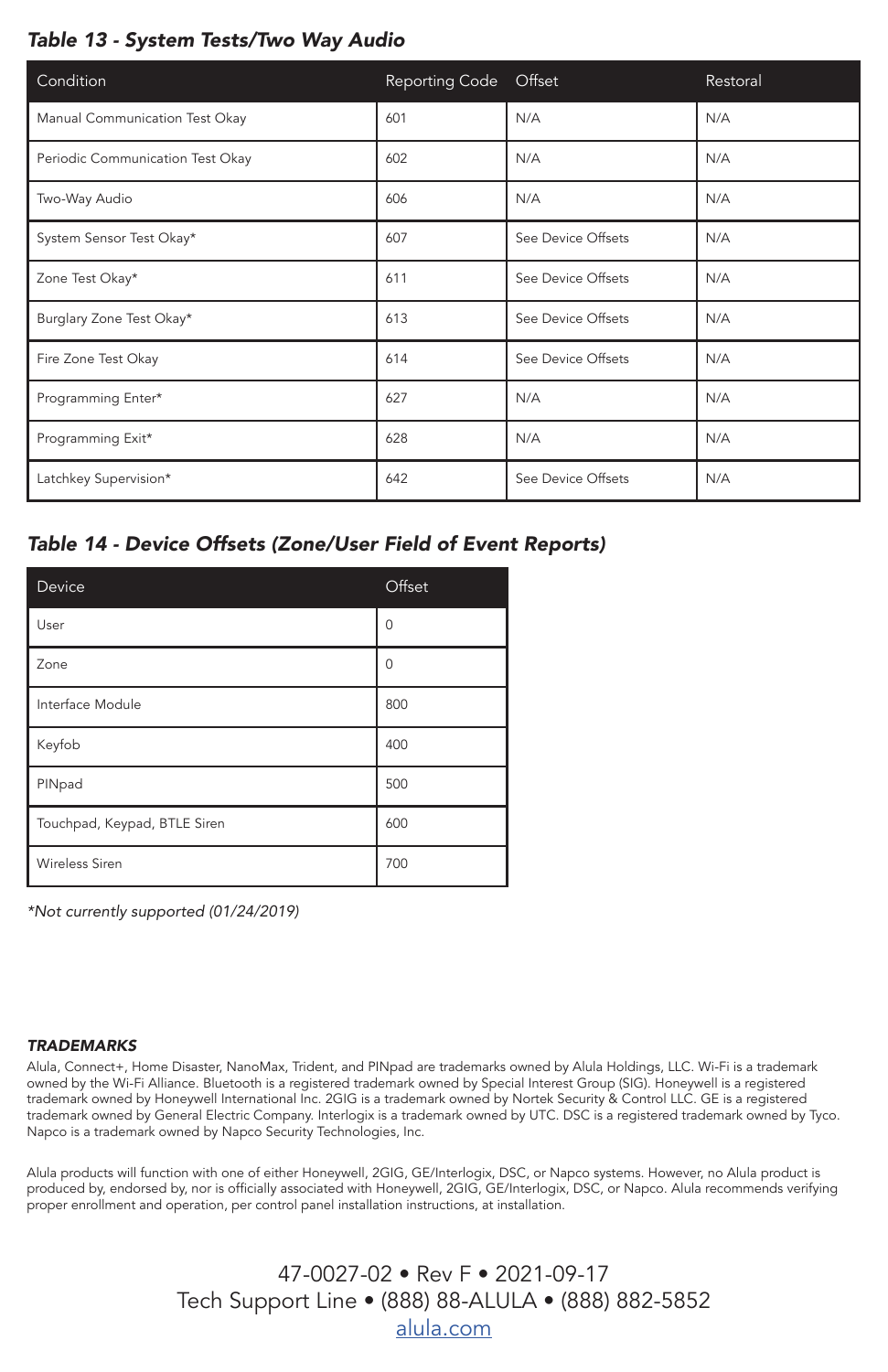### *Table 13 - System Tests/Two Way Audio*

| Condition | Reporting Code | Offset | Restoral |
|---|---|---|---|
| Manual Communication Test Okay | 601 | N/A | N/A |
| Periodic Communication Test Okay | 602 | N/A | N/A |
| Two-Way Audio | 606 | N/A | N/A |
| System Sensor Test Okay* | 607 | See Device Offsets | N/A |
| Zone Test Okay* | 611 | See Device Offsets | N/A |
| Burglary Zone Test Okay* | 613 | See Device Offsets | N/A |
| Fire Zone Test Okay | 614 | See Device Offsets | N/A |
| Programming Enter* | 627 | N/A | N/A |
| Programming Exit* | 628 | N/A | N/A |
| Latchkey Supervision* | 642 | See Device Offsets | N/A |

### *Table 14 - Device Offsets (Zone/User Field of Event Reports)*

| Device | Offset |
|---|---|
| User | 0 |
| Zone | 0 |
| Interface Module | 800 |
| Keyfob | 400 |
| PINpad | 500 |
| Touchpad, Keypad, BTLE Siren | 600 |
| Wireless Siren | 700 |

*\*Not currently supported (01/24/2019)*

#### *TRADEMARKS*

Alula, Connect+, Home Disaster, NanoMax, Trident, and PINpad are trademarks owned by Alula Holdings, LLC. Wi-Fi is a trademark owned by the Wi-Fi Alliance. Bluetooth is a registered trademark owned by Special Interest Group (SIG). Honeywell is a registered trademark owned by Honeywell International Inc. 2GIG is a trademark owned by Nortek Security & Control LLC. GE is a registered trademark owned by General Electric Company. Interlogix is a trademark owned by UTC. DSC is a registered trademark owned by Tyco. Napco is a trademark owned by Napco Security Technologies, Inc.

Alula products will function with one of either Honeywell, 2GIG, GE/Interlogix, DSC, or Napco systems. However, no Alula product is produced by, endorsed by, nor is officially associated with Honeywell, 2GIG, GE/Interlogix, DSC, or Napco. Alula recommends verifying proper enrollment and operation, per control panel installation instructions, at installation.

47-0027-02 • Rev F • 2021-09-17
Tech Support Line • (888) 88-ALULA • (888) 882-5852
alula.com